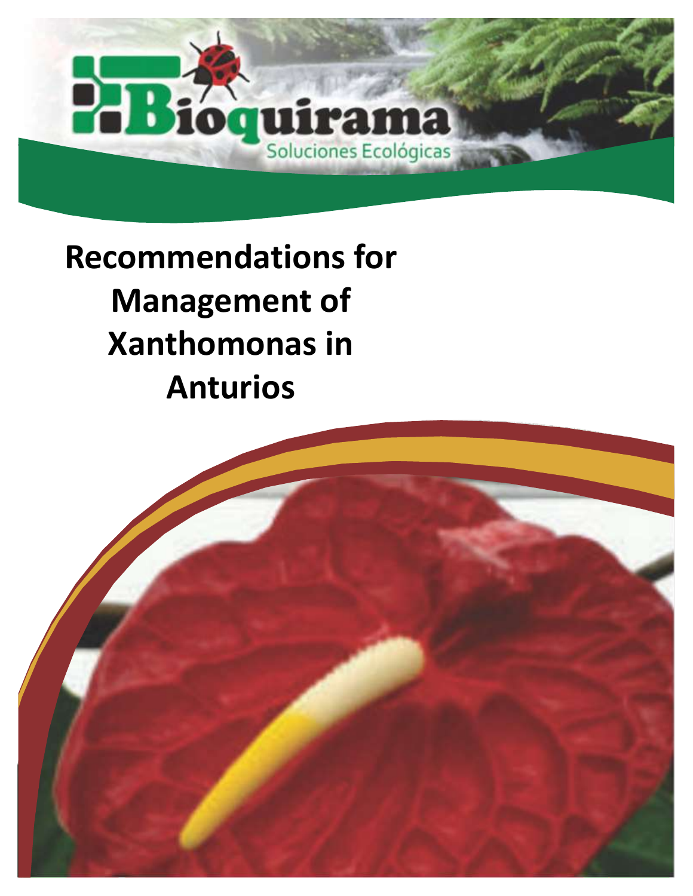Bioquirama

Soluciones Ecológicas

# Recommendations for Management of Xanthomonas in Anturios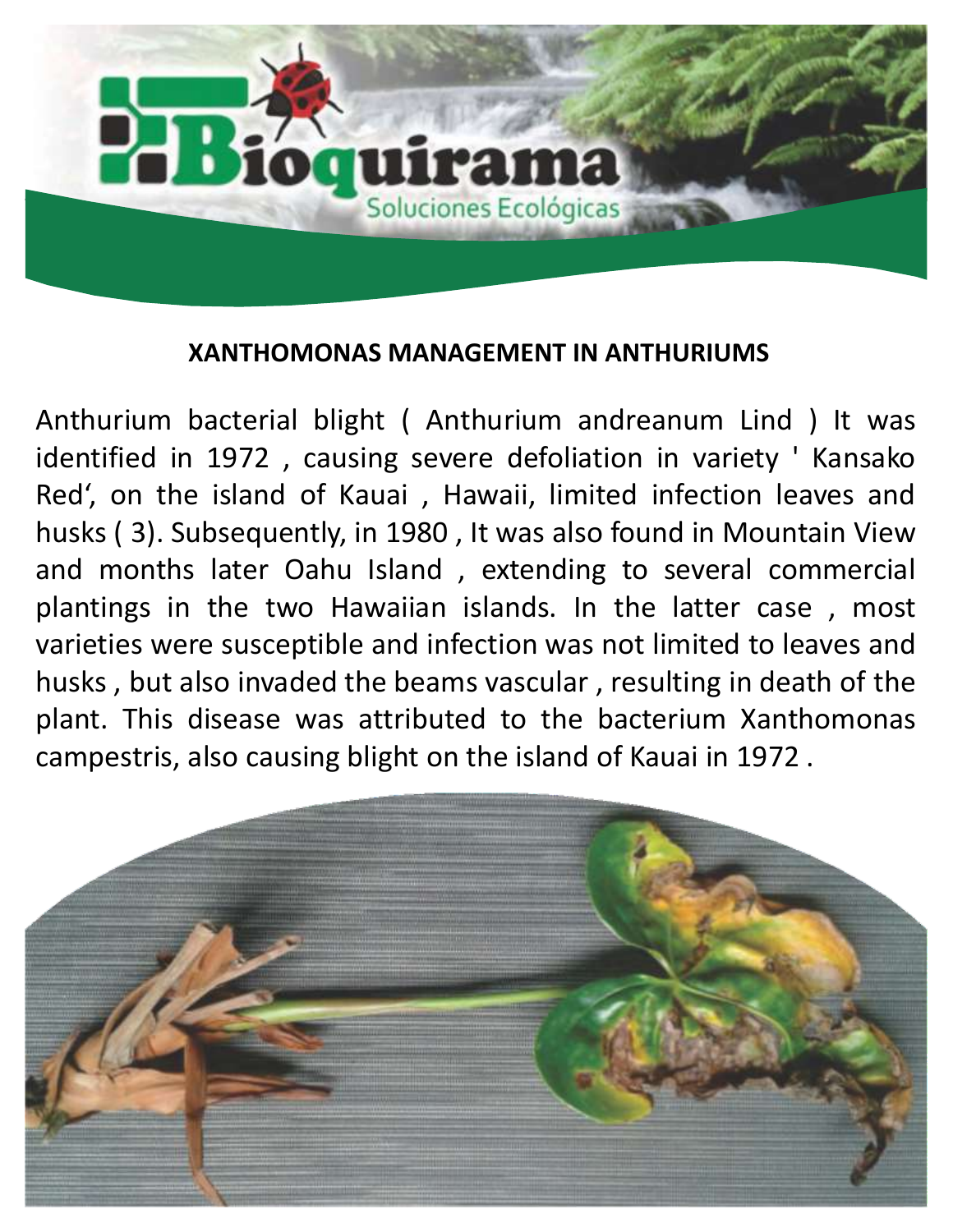## XANTHOMONAS MANAGEMENT IN ANTHURIUMS

Anthurium bacterial blight ( Anthurium andreanum Lind ) It was identified in 1972 , causing severe defoliation in variety ' Kansako Red', on the island of Kauai , Hawaii, limited infection leaves and husks ( 3). Subsequently, in 1980 , It was also found in Mountain View and months later Oahu Island , extending to several commercial plantings in the two Hawaiian islands. In the latter case , most varieties were susceptible and infection was not limited to leaves and husks , but also invaded the beams vascular , resulting in death of the plant. This disease was attributed to the bacterium Xanthomonas campestris, also causing blight on the island of Kauai in 1972 .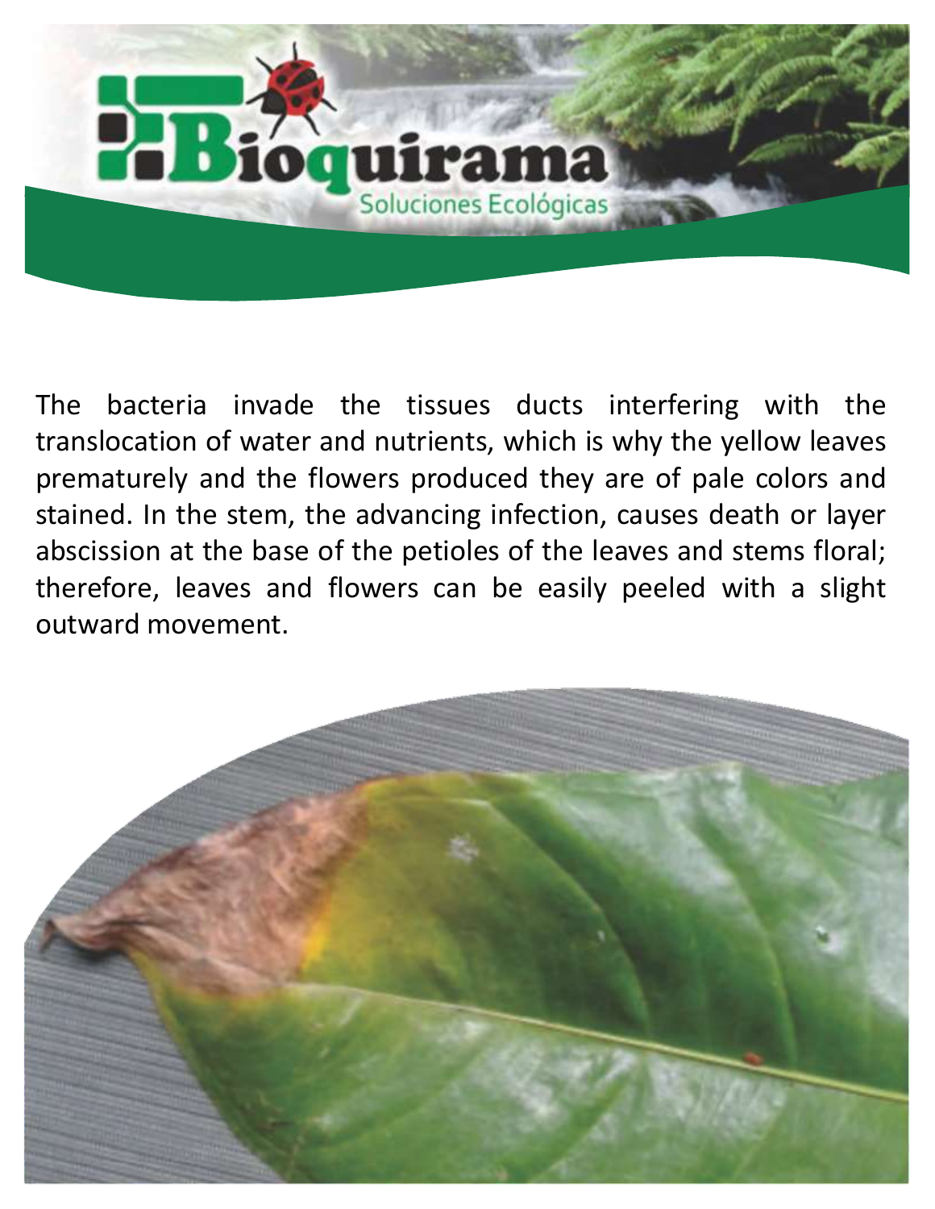The bacteria invade the tissues ducts interfering with the translocation of water and nutrients, which is why the yellow leaves prematurely and the flowers produced they are of pale colors and stained. In the stem, the advancing infection, causes death or layer abscission at the base of the petioles of the leaves and stems floral; therefore, leaves and flowers can be easily peeled with a slight outward movement.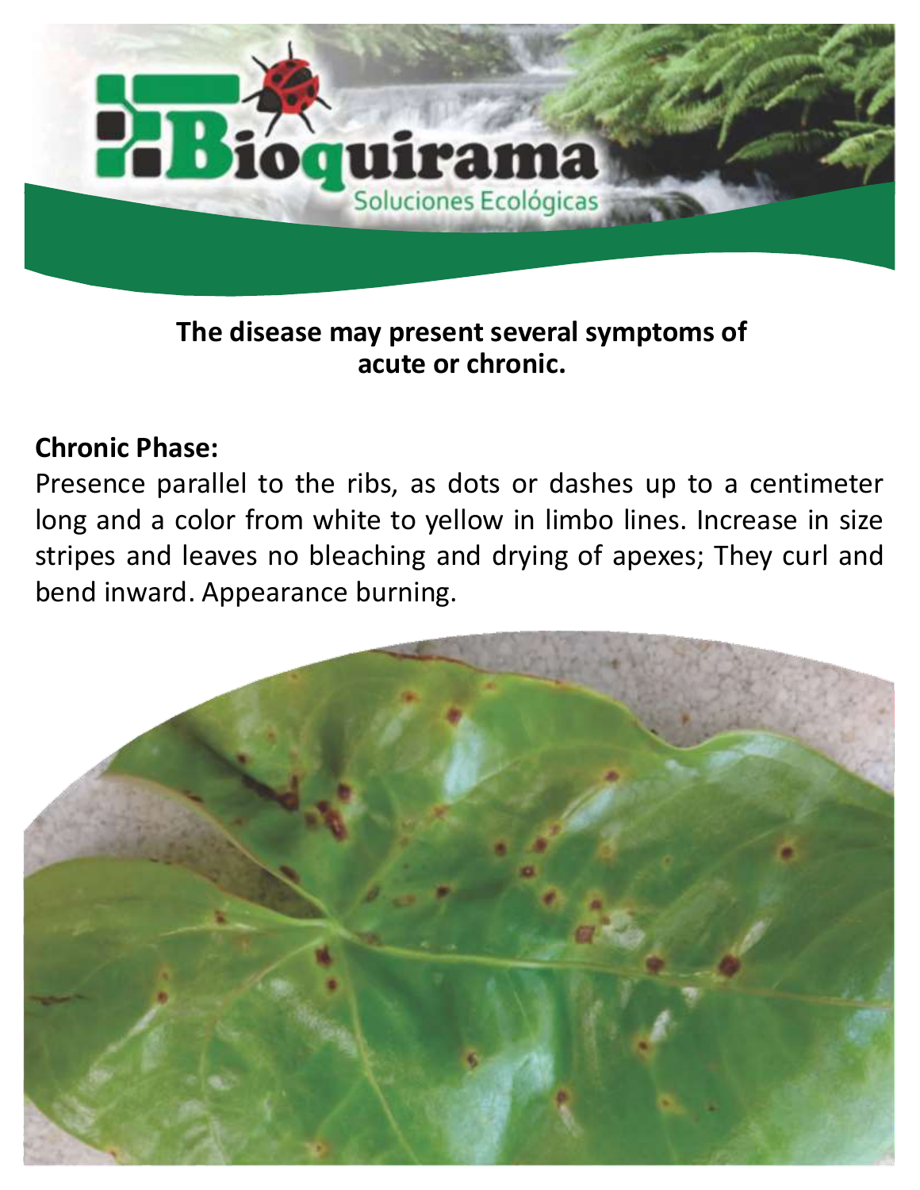**The disease may present several symptoms of acute or chronic.**

**Chronic Phase:**

Presence parallel to the ribs, as dots or dashes up to a centimeter long and a color from white to yellow in limbo lines. Increase in size stripes and leaves no bleaching and drying of apexes; They curl and bend inward. Appearance burning.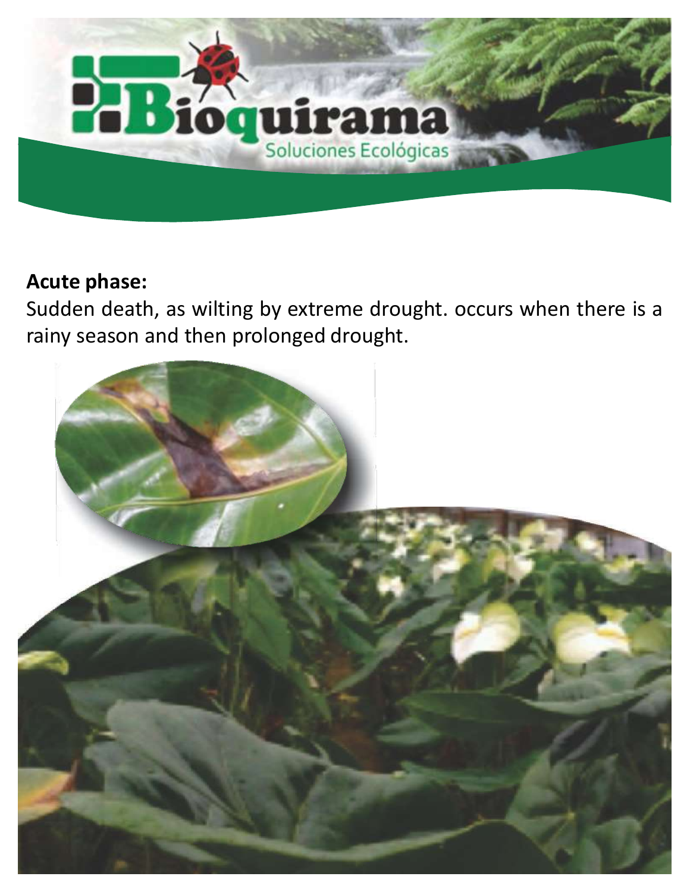**Acute phase:**

Sudden death, as wilting by extreme drought. occurs when there is a rainy season and then prolonged drought.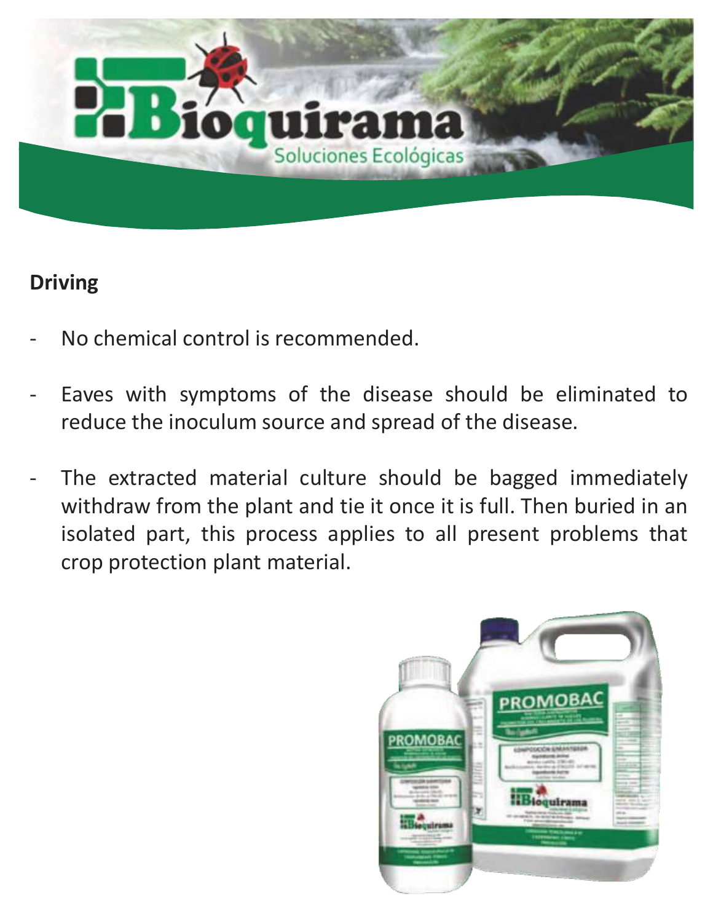## Driving

- No chemical control is recommended.
- Eaves with symptoms of the disease should be eliminated to reduce the inoculum source and spread of the disease.
- The extracted material culture should be bagged immediately withdraw from the plant and tie it once it is full. Then buried in an isolated part, this process applies to all present problems that crop protection plant material.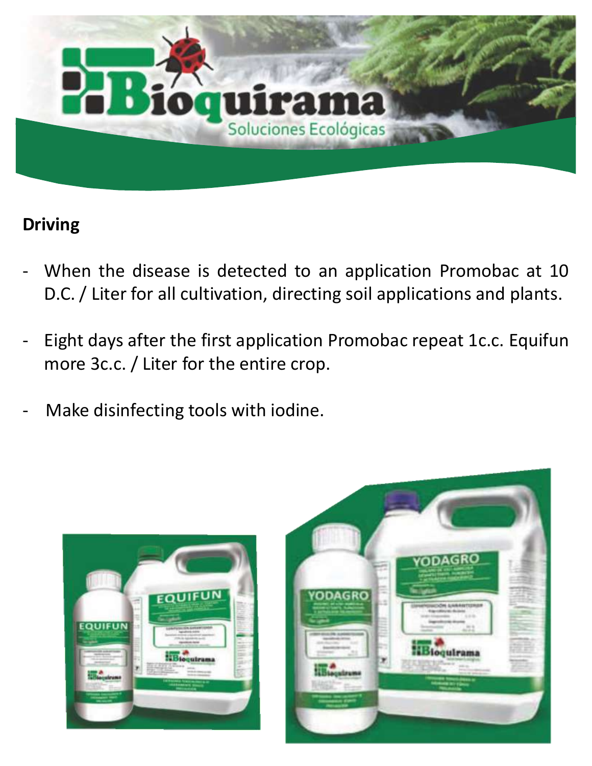## Driving

- When the disease is detected to an application Promobac at 10 D.C. / Liter for all cultivation, directing soil applications and plants.
- Eight days after the first application Promobac repeat 1c.c. Equifun more 3c.c. / Liter for the entire crop.
- Make disinfecting tools with iodine.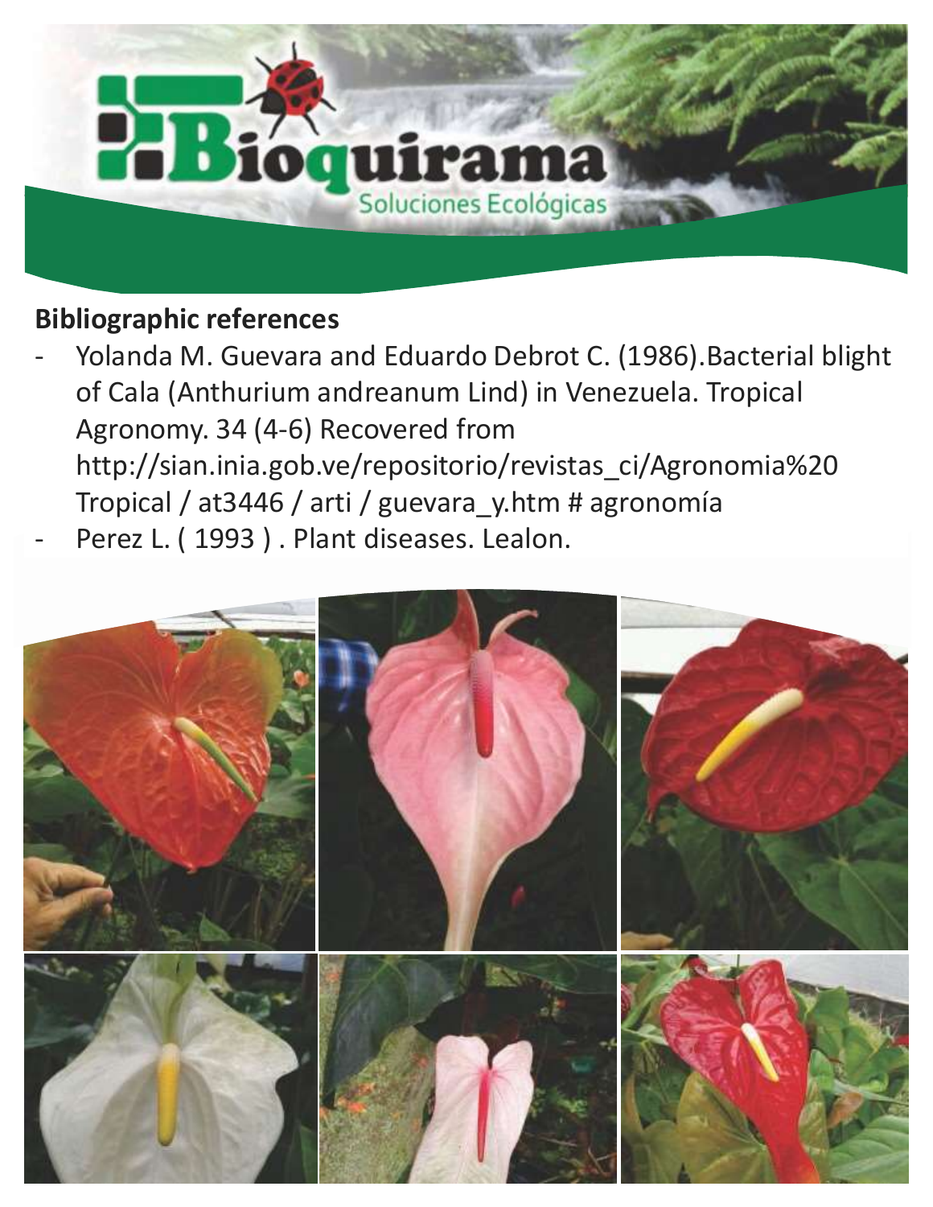## Bibliographic references

- Yolanda M. Guevara and Eduardo Debrot C. (1986).Bacterial blight of Cala (Anthurium andreanum Lind) in Venezuela. Tropical Agronomy. 34 (4-6) Recovered from http://sian.inia.gob.ve/repositorio/revistas_ci/Agronomia%20 Tropical / at3446 / arti / guevara_y.htm # agronomía
- Perez L. ( 1993 ) . Plant diseases. Lealon.